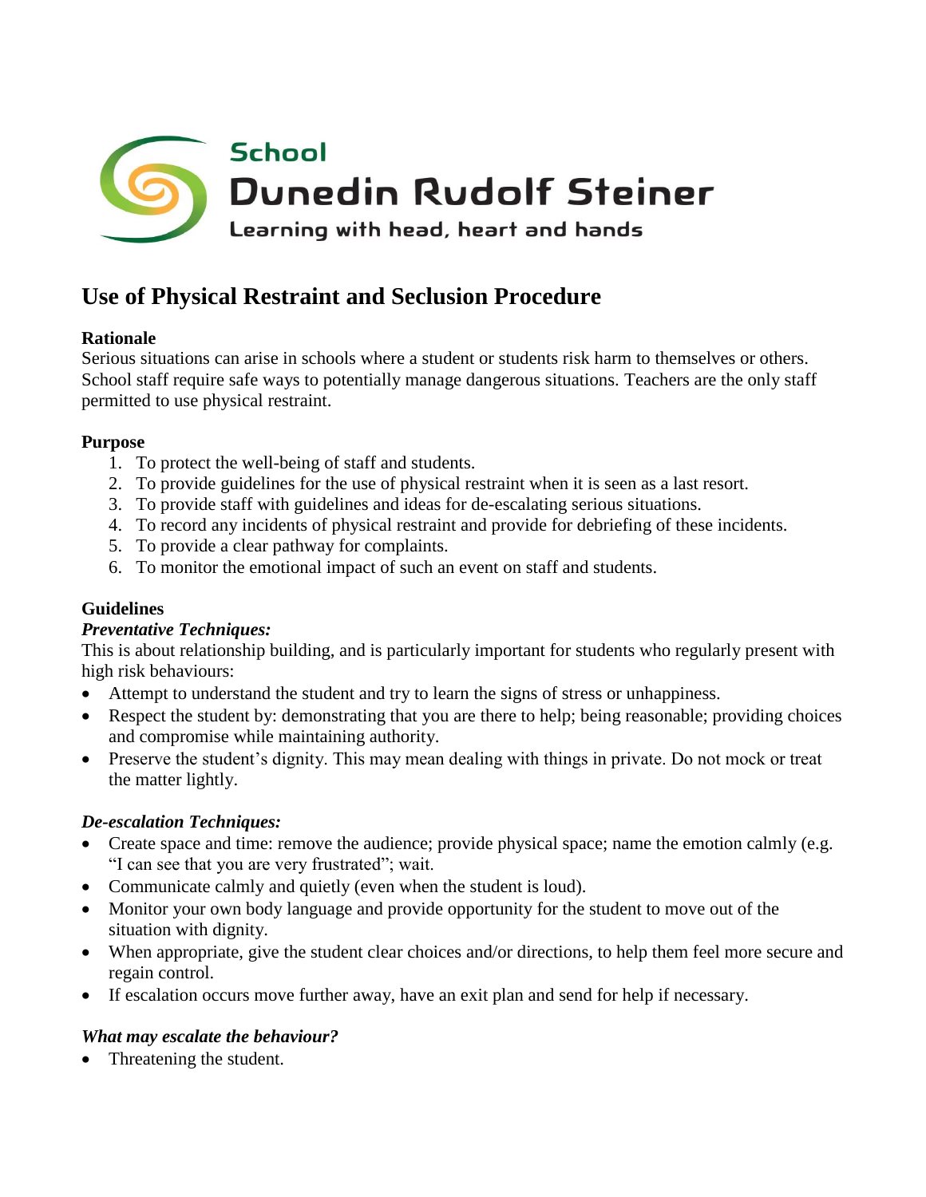School

Dunedin Rudolf Steiner

Learning with head, heart and hands

# Use of Physical Restraint and Seclusion Procedure

**Rationale**

Serious situations can arise in schools where a student or students risk harm to themselves or others. School staff require safe ways to potentially manage dangerous situations. Teachers are the only staff permitted to use physical restraint.

**Purpose**

1. To protect the well-being of staff and students.
2. To provide guidelines for the use of physical restraint when it is seen as a last resort.
3. To provide staff with guidelines and ideas for de-escalating serious situations.
4. To record any incidents of physical restraint and provide for debriefing of these incidents.
5. To provide a clear pathway for complaints.
6. To monitor the emotional impact of such an event on staff and students.

**Guidelines**

***Preventative Techniques:***

This is about relationship building, and is particularly important for students who regularly present with high risk behaviours:

- Attempt to understand the student and try to learn the signs of stress or unhappiness.
- Respect the student by: demonstrating that you are there to help; being reasonable; providing choices and compromise while maintaining authority.
- Preserve the student's dignity. This may mean dealing with things in private. Do not mock or treat the matter lightly.

***De-escalation Techniques:***

- Create space and time: remove the audience; provide physical space; name the emotion calmly (e.g. "I can see that you are very frustrated"; wait.
- Communicate calmly and quietly (even when the student is loud).
- Monitor your own body language and provide opportunity for the student to move out of the situation with dignity.
- When appropriate, give the student clear choices and/or directions, to help them feel more secure and regain control.
- If escalation occurs move further away, have an exit plan and send for help if necessary.

***What may escalate the behaviour?***

- Threatening the student.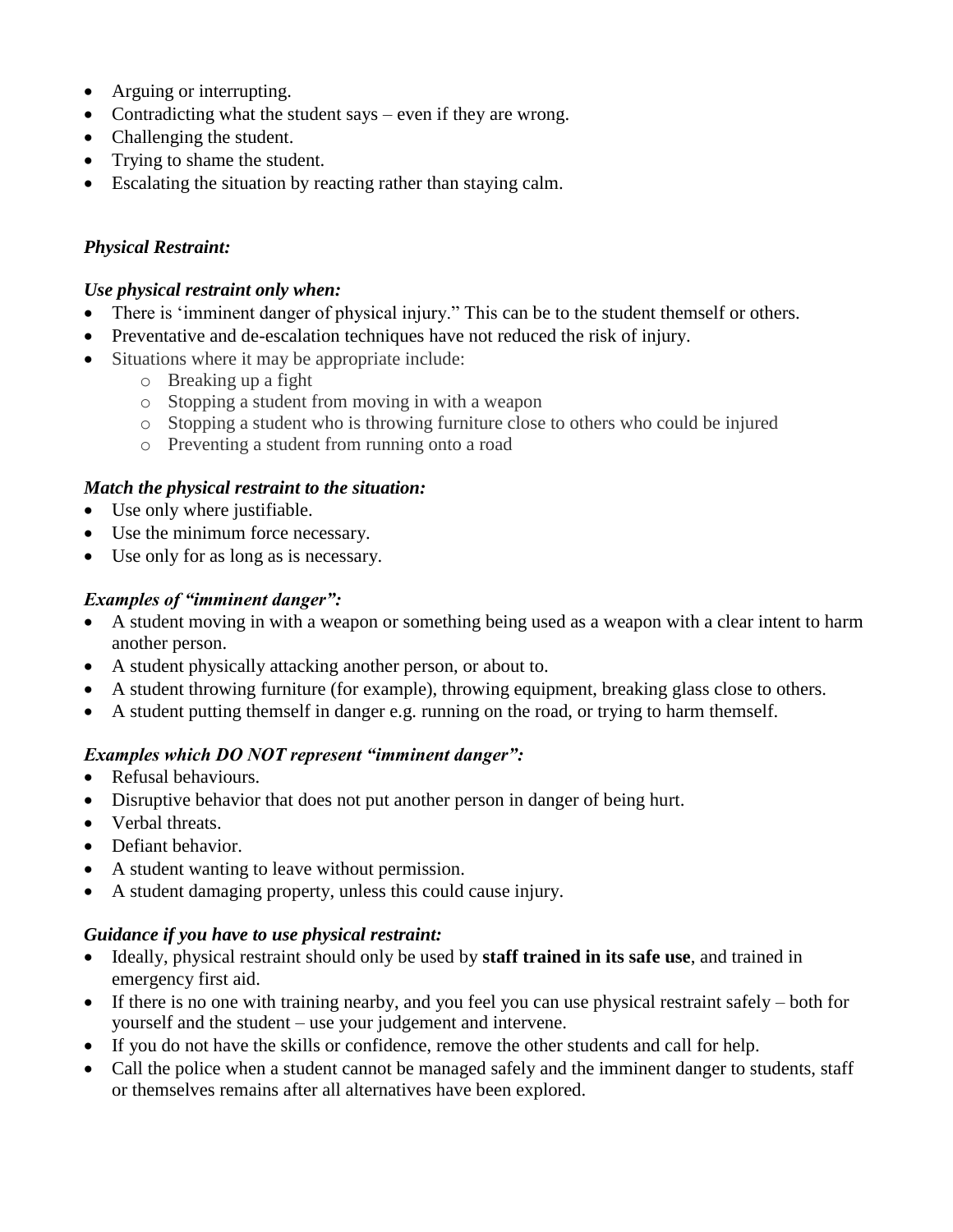- Arguing or interrupting.
- Contradicting what the student says – even if they are wrong.
- Challenging the student.
- Trying to shame the student.
- Escalating the situation by reacting rather than staying calm.

***Physical Restraint:***

***Use physical restraint only when:***

- There is 'imminent danger of physical injury." This can be to the student themself or others.
- Preventative and de-escalation techniques have not reduced the risk of injury.
- Situations where it may be appropriate include:
    - Breaking up a fight
    - Stopping a student from moving in with a weapon
    - Stopping a student who is throwing furniture close to others who could be injured
    - Preventing a student from running onto a road

***Match the physical restraint to the situation:***

- Use only where justifiable.
- Use the minimum force necessary.
- Use only for as long as is necessary.

***Examples of "imminent danger":***

- A student moving in with a weapon or something being used as a weapon with a clear intent to harm another person.
- A student physically attacking another person, or about to.
- A student throwing furniture (for example), throwing equipment, breaking glass close to others.
- A student putting themself in danger e.g. running on the road, or trying to harm themself.

***Examples which DO NOT represent "imminent danger":***

- Refusal behaviours.
- Disruptive behavior that does not put another person in danger of being hurt.
- Verbal threats.
- Defiant behavior.
- A student wanting to leave without permission.
- A student damaging property, unless this could cause injury.

***Guidance if you have to use physical restraint:***

- Ideally, physical restraint should only be used by **staff trained in its safe use**, and trained in emergency first aid.
- If there is no one with training nearby, and you feel you can use physical restraint safely – both for yourself and the student – use your judgement and intervene.
- If you do not have the skills or confidence, remove the other students and call for help.
- Call the police when a student cannot be managed safely and the imminent danger to students, staff or themselves remains after all alternatives have been explored.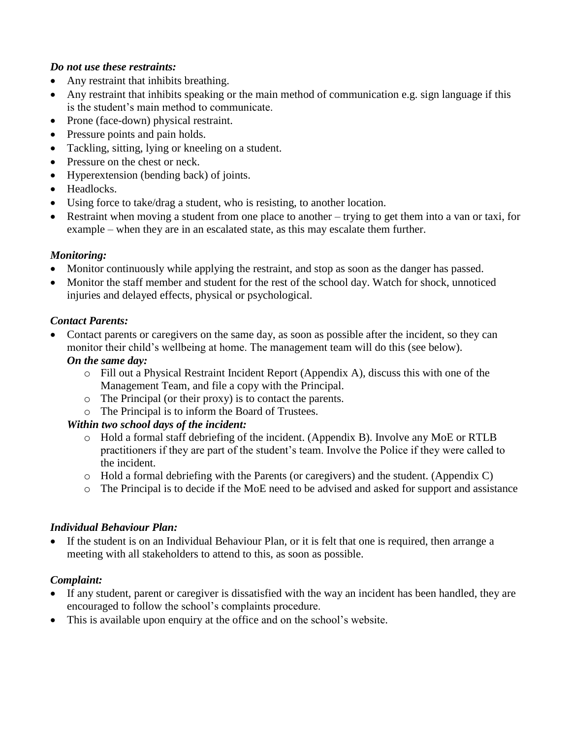***Do not use these restraints:***

- Any restraint that inhibits breathing.
- Any restraint that inhibits speaking or the main method of communication e.g. sign language if this is the student's main method to communicate.
- Prone (face-down) physical restraint.
- Pressure points and pain holds.
- Tackling, sitting, lying or kneeling on a student.
- Pressure on the chest or neck.
- Hyperextension (bending back) of joints.
- Headlocks.
- Using force to take/drag a student, who is resisting, to another location.
- Restraint when moving a student from one place to another – trying to get them into a van or taxi, for example – when they are in an escalated state, as this may escalate them further.

***Monitoring:***

- Monitor continuously while applying the restraint, and stop as soon as the danger has passed.
- Monitor the staff member and student for the rest of the school day. Watch for shock, unnoticed injuries and delayed effects, physical or psychological.

***Contact Parents:***

- Contact parents or caregivers on the same day, as soon as possible after the incident, so they can monitor their child's wellbeing at home. The management team will do this (see below).

  ***On the same day:***
    - Fill out a Physical Restraint Incident Report (Appendix A), discuss this with one of the Management Team, and file a copy with the Principal.
    - The Principal (or their proxy) is to contact the parents.
    - The Principal is to inform the Board of Trustees.

  ***Within two school days of the incident:***
    - Hold a formal staff debriefing of the incident. (Appendix B). Involve any MoE or RTLB practitioners if they are part of the student's team. Involve the Police if they were called to the incident.
    - Hold a formal debriefing with the Parents (or caregivers) and the student. (Appendix C)
    - The Principal is to decide if the MoE need to be advised and asked for support and assistance

***Individual Behaviour Plan:***

- If the student is on an Individual Behaviour Plan, or it is felt that one is required, then arrange a meeting with all stakeholders to attend to this, as soon as possible.

***Complaint:***

- If any student, parent or caregiver is dissatisfied with the way an incident has been handled, they are encouraged to follow the school's complaints procedure.
- This is available upon enquiry at the office and on the school's website.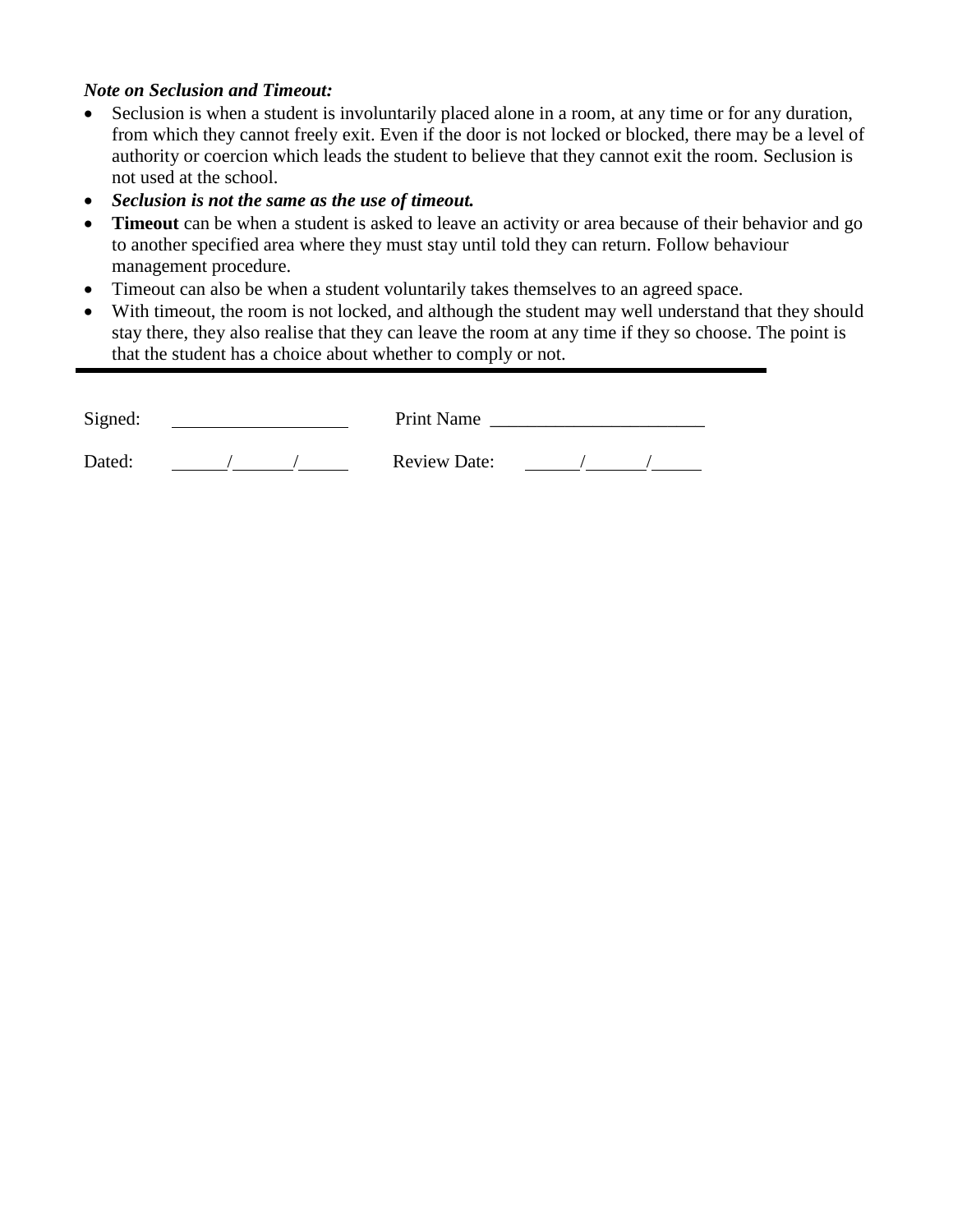***Note on Seclusion and Timeout:***

- Seclusion is when a student is involuntarily placed alone in a room, at any time or for any duration, from which they cannot freely exit. Even if the door is not locked or blocked, there may be a level of authority or coercion which leads the student to believe that they cannot exit the room. Seclusion is not used at the school.
- ***Seclusion is not the same as the use of timeout.***
- **Timeout** can be when a student is asked to leave an activity or area because of their behavior and go to another specified area where they must stay until told they can return. Follow behaviour management procedure.
- Timeout can also be when a student voluntarily takes themselves to an agreed space.
- With timeout, the room is not locked, and although the student may well understand that they should stay there, they also realise that they can leave the room at any time if they so choose. The point is that the student has a choice about whether to comply or not.

---

Signed: ____________________ Print Name ________________________

Dated: ______/______/______ Review Date: ______/______/______